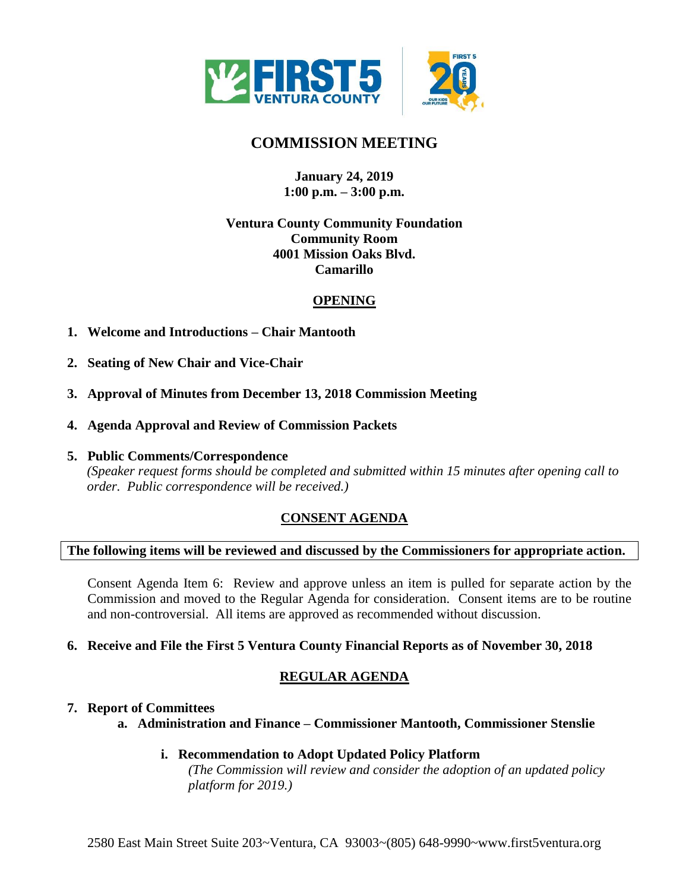# COMMISSION MEETING

**January 24, 2019**
**1:00 p.m. – 3:00 p.m.**

**Ventura County Community Foundation**
**Community Room**
**4001 Mission Oaks Blvd.**
**Camarillo**

## OPENING

1. **Welcome and Introductions – Chair Mantooth**

2. **Seating of New Chair and Vice-Chair**

3. **Approval of Minutes from December 13, 2018 Commission Meeting**

4. **Agenda Approval and Review of Commission Packets**

5. **Public Comments/Correspondence**
   *(Speaker request forms should be completed and submitted within 15 minutes after opening call to order. Public correspondence will be received.)*

## CONSENT AGENDA

**The following items will be reviewed and discussed by the Commissioners for appropriate action.**

Consent Agenda Item 6: Review and approve unless an item is pulled for separate action by the Commission and moved to the Regular Agenda for consideration. Consent items are to be routine and non-controversial. All items are approved as recommended without discussion.

6. **Receive and File the First 5 Ventura County Financial Reports as of November 30, 2018**

## REGULAR AGENDA

7. **Report of Committees**
   a. **Administration and Finance – Commissioner Mantooth, Commissioner Stenslie**
      i. **Recommendation to Adopt Updated Policy Platform**
         *(The Commission will review and consider the adoption of an updated policy platform for 2019.)*

2580 East Main Street Suite 203~Ventura, CA 93003~(805) 648-9990~www.first5ventura.org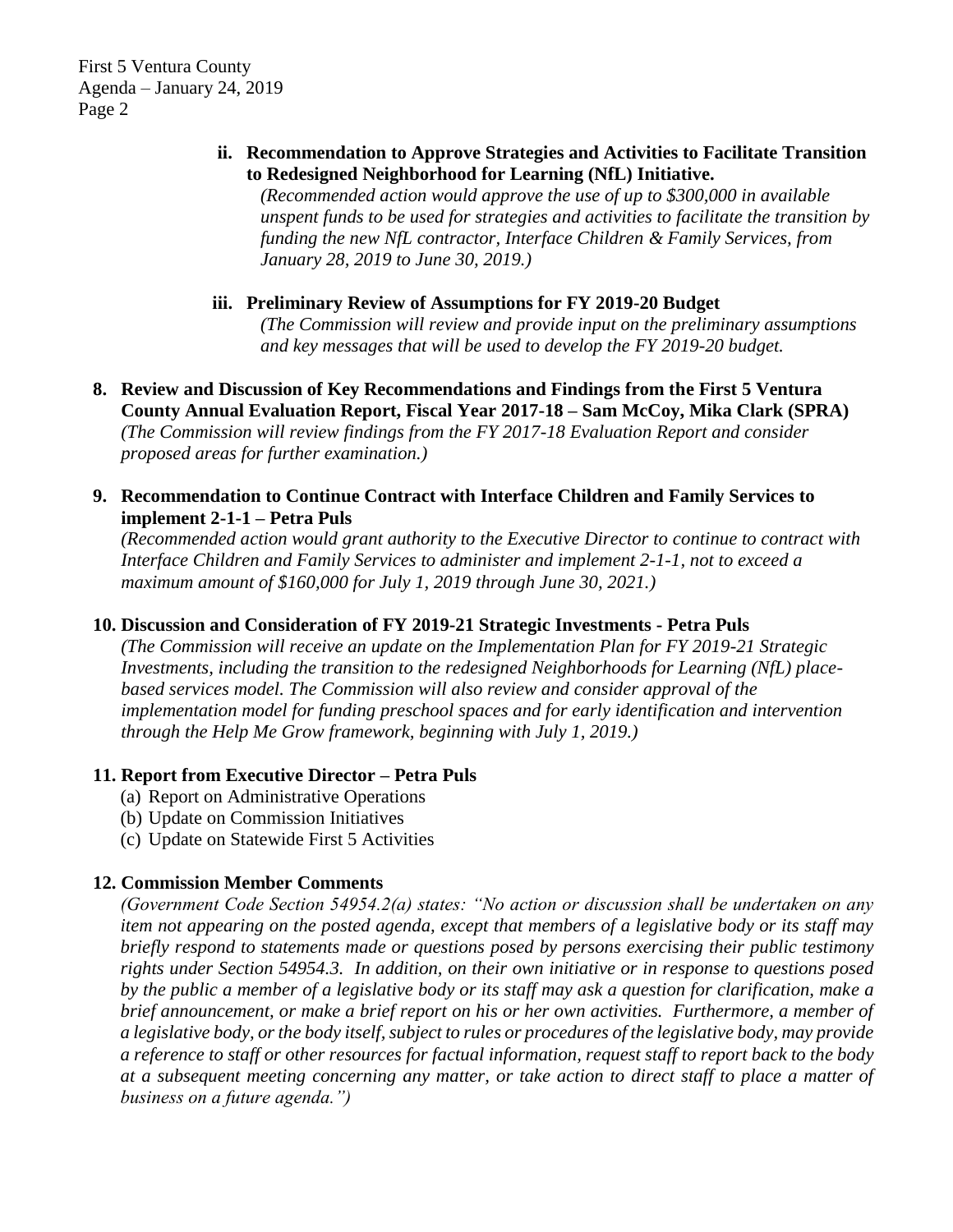ii. **Recommendation to Approve Strategies and Activities to Facilitate Transition to Redesigned Neighborhood for Learning (NfL) Initiative.**
*(Recommended action would approve the use of up to $300,000 in available unspent funds to be used for strategies and activities to facilitate the transition by funding the new NfL contractor, Interface Children & Family Services, from January 28, 2019 to June 30, 2019.)*

iii. **Preliminary Review of Assumptions for FY 2019-20 Budget**
*(The Commission will review and provide input on the preliminary assumptions and key messages that will be used to develop the FY 2019-20 budget.*

**8. Review and Discussion of Key Recommendations and Findings from the First 5 Ventura County Annual Evaluation Report, Fiscal Year 2017-18 – Sam McCoy, Mika Clark (SPRA)**
*(The Commission will review findings from the FY 2017-18 Evaluation Report and consider proposed areas for further examination.)*

**9. Recommendation to Continue Contract with Interface Children and Family Services to implement 2-1-1 – Petra Puls**
*(Recommended action would grant authority to the Executive Director to continue to contract with Interface Children and Family Services to administer and implement 2-1-1, not to exceed a maximum amount of $160,000 for July 1, 2019 through June 30, 2021.)*

**10. Discussion and Consideration of FY 2019-21 Strategic Investments - Petra Puls**
*(The Commission will receive an update on the Implementation Plan for FY 2019-21 Strategic Investments, including the transition to the redesigned Neighborhoods for Learning (NfL) place-based services model. The Commission will also review and consider approval of the implementation model for funding preschool spaces and for early identification and intervention through the Help Me Grow framework, beginning with July 1, 2019.)*

**11. Report from Executive Director – Petra Puls**

(a) Report on Administrative Operations
(b) Update on Commission Initiatives
(c) Update on Statewide First 5 Activities

**12. Commission Member Comments**
*(Government Code Section 54954.2(a) states: "No action or discussion shall be undertaken on any item not appearing on the posted agenda, except that members of a legislative body or its staff may briefly respond to statements made or questions posed by persons exercising their public testimony rights under Section 54954.3. In addition, on their own initiative or in response to questions posed by the public a member of a legislative body or its staff may ask a question for clarification, make a brief announcement, or make a brief report on his or her own activities. Furthermore, a member of a legislative body, or the body itself, subject to rules or procedures of the legislative body, may provide a reference to staff or other resources for factual information, request staff to report back to the body at a subsequent meeting concerning any matter, or take action to direct staff to place a matter of business on a future agenda.")*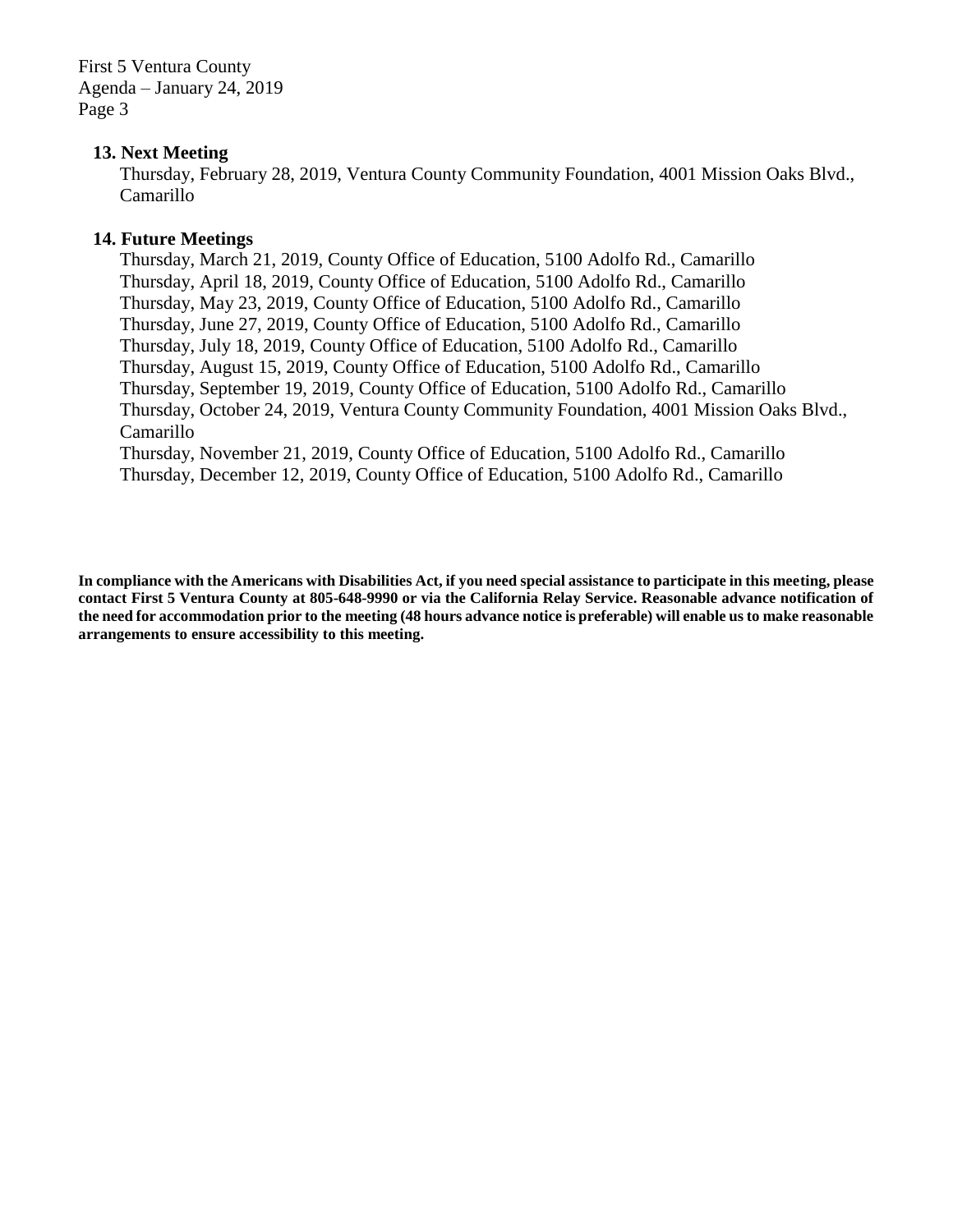## 13. Next Meeting

Thursday, February 28, 2019, Ventura County Community Foundation, 4001 Mission Oaks Blvd., Camarillo

## 14. Future Meetings

Thursday, March 21, 2019, County Office of Education, 5100 Adolfo Rd., Camarillo
Thursday, April 18, 2019, County Office of Education, 5100 Adolfo Rd., Camarillo
Thursday, May 23, 2019, County Office of Education, 5100 Adolfo Rd., Camarillo
Thursday, June 27, 2019, County Office of Education, 5100 Adolfo Rd., Camarillo
Thursday, July 18, 2019, County Office of Education, 5100 Adolfo Rd., Camarillo
Thursday, August 15, 2019, County Office of Education, 5100 Adolfo Rd., Camarillo
Thursday, September 19, 2019, County Office of Education, 5100 Adolfo Rd., Camarillo
Thursday, October 24, 2019, Ventura County Community Foundation, 4001 Mission Oaks Blvd., Camarillo
Thursday, November 21, 2019, County Office of Education, 5100 Adolfo Rd., Camarillo
Thursday, December 12, 2019, County Office of Education, 5100 Adolfo Rd., Camarillo

**In compliance with the Americans with Disabilities Act, if you need special assistance to participate in this meeting, please contact First 5 Ventura County at 805-648-9990 or via the California Relay Service. Reasonable advance notification of the need for accommodation prior to the meeting (48 hours advance notice is preferable) will enable us to make reasonable arrangements to ensure accessibility to this meeting.**